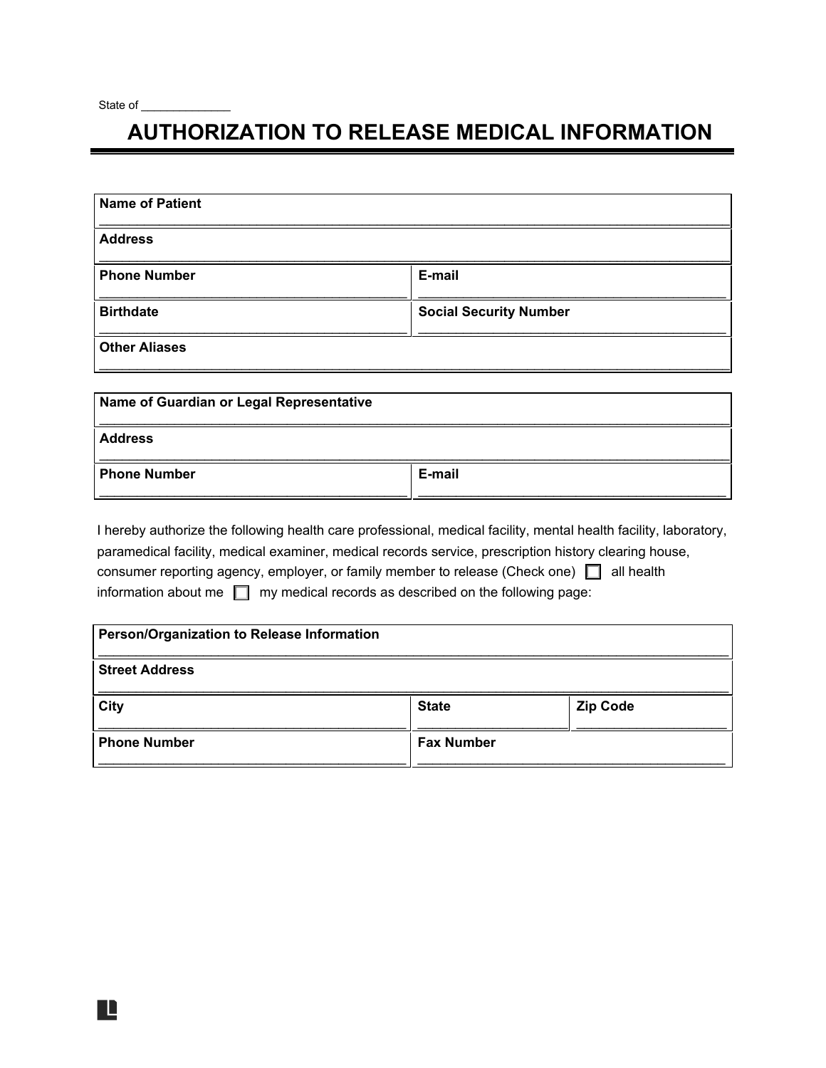State of _____________

# AUTHORIZATION TO RELEASE MEDICAL INFORMATION

| **Name of Patient** | |
|---|---|
| **Address** | |
| **Phone Number** | **E-mail** |
| **Birthdate** | **Social Security Number** |
| **Other Aliases** | |

| **Name of Guardian or Legal Representative** | |
|---|---|
| **Address** | |
| **Phone Number** | **E-mail** |

I hereby authorize the following health care professional, medical facility, mental health facility, laboratory, paramedical facility, medical examiner, medical records service, prescription history clearing house, consumer reporting agency, employer, or family member to release (Check one) ☐ all health information about me ☐ my medical records as described on the following page:

| **Person/Organization to Release Information** | | |
|---|---|---|
| **Street Address** | | |
| **City** | **State** | **Zip Code** |
| **Phone Number** | **Fax Number** | |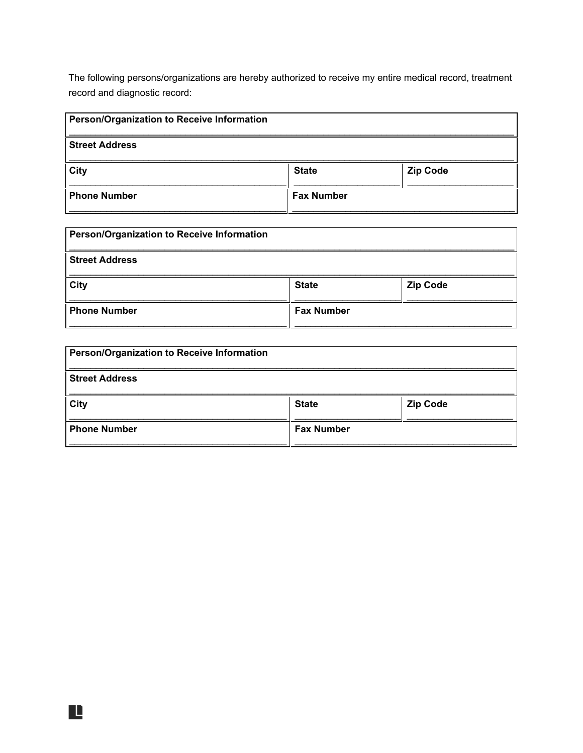The following persons/organizations are hereby authorized to receive my entire medical record, treatment record and diagnostic record:

| **Person/Organization to Receive Information** | | |
|---|---|---|
| **Street Address** | | |
| **City** | **State** | **Zip Code** |
| **Phone Number** | **Fax Number** | |

| **Person/Organization to Receive Information** | | |
|---|---|---|
| **Street Address** | | |
| **City** | **State** | **Zip Code** |
| **Phone Number** | **Fax Number** | |

| **Person/Organization to Receive Information** | | |
|---|---|---|
| **Street Address** | | |
| **City** | **State** | **Zip Code** |
| **Phone Number** | **Fax Number** | |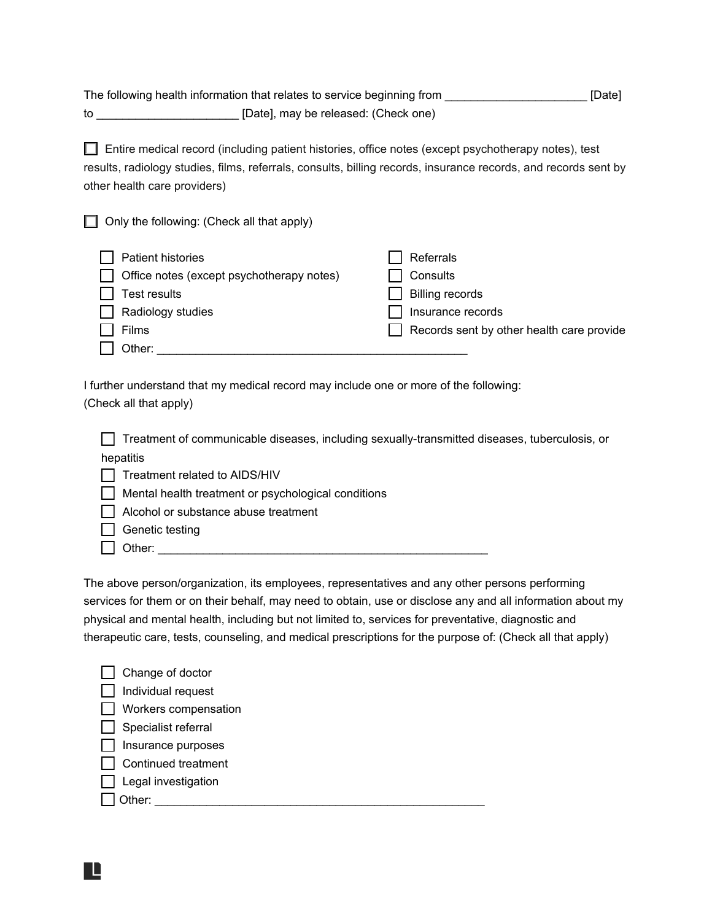The following health information that relates to service beginning from ______________________ [Date] to ______________________ [Date], may be released: (Check one)

☐ Entire medical record (including patient histories, office notes (except psychotherapy notes), test results, radiology studies, films, referrals, consults, billing records, insurance records, and records sent by other health care providers)

☐ Only the following: (Check all that apply)

- ☐ Patient histories
- ☐ Office notes (except psychotherapy notes)
- ☐ Test results
- ☐ Radiology studies
- ☐ Films
- ☐ Referrals
- ☐ Consults
- ☐ Billing records
- ☐ Insurance records
- ☐ Records sent by other health care provide
- ☐ Other: __________________________________________________

I further understand that my medical record may include one or more of the following: (Check all that apply)

- ☐ Treatment of communicable diseases, including sexually-transmitted diseases, tuberculosis, or hepatitis
- ☐ Treatment related to AIDS/HIV
- ☐ Mental health treatment or psychological conditions
- ☐ Alcohol or substance abuse treatment
- ☐ Genetic testing
- ☐ Other: ____________________________________________________

The above person/organization, its employees, representatives and any other persons performing services for them or on their behalf, may need to obtain, use or disclose any and all information about my physical and mental health, including but not limited to, services for preventative, diagnostic and therapeutic care, tests, counseling, and medical prescriptions for the purpose of: (Check all that apply)

- ☐ Change of doctor
- ☐ Individual request
- ☐ Workers compensation
- ☐ Specialist referral
- ☐ Insurance purposes
- ☐ Continued treatment
- ☐ Legal investigation
- ☐ Other: ____________________________________________________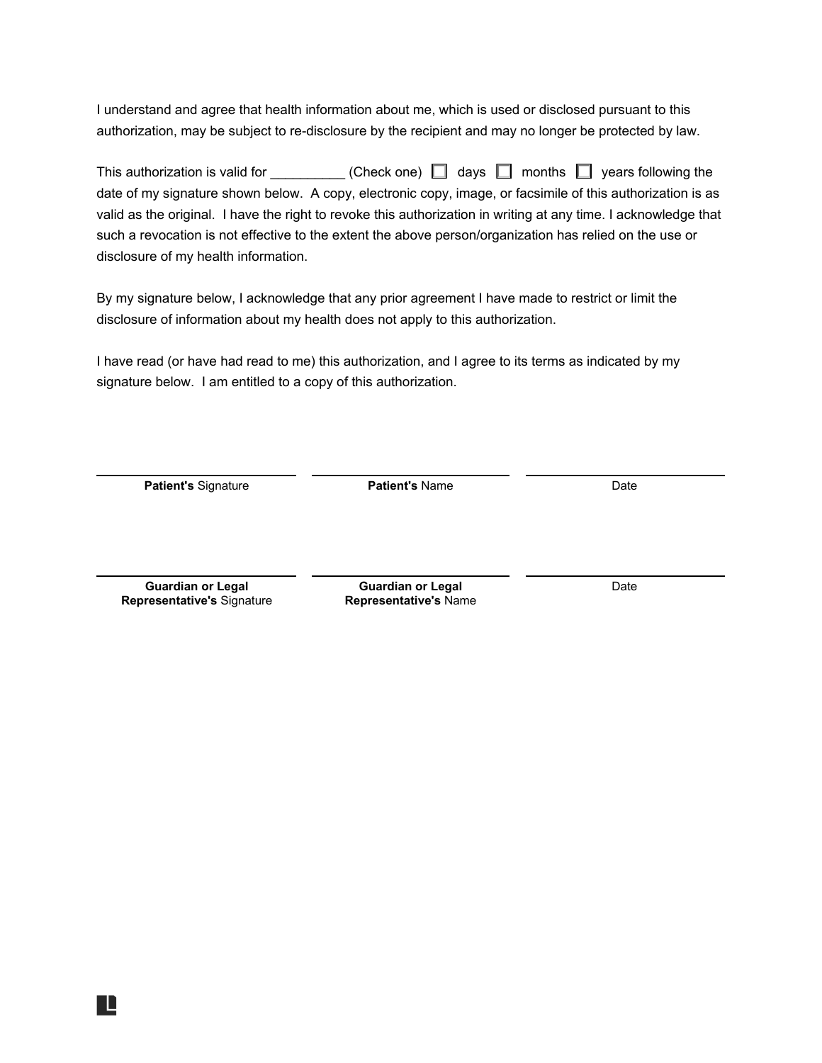I understand and agree that health information about me, which is used or disclosed pursuant to this authorization, may be subject to re-disclosure by the recipient and may no longer be protected by law.

This authorization is valid for __________ (Check one) ☐ days ☐ months ☐ years following the date of my signature shown below. A copy, electronic copy, image, or facsimile of this authorization is as valid as the original. I have the right to revoke this authorization in writing at any time. I acknowledge that such a revocation is not effective to the extent the above person/organization has relied on the use or disclosure of my health information.

By my signature below, I acknowledge that any prior agreement I have made to restrict or limit the disclosure of information about my health does not apply to this authorization.

I have read (or have had read to me) this authorization, and I agree to its terms as indicated by my signature below. I am entitled to a copy of this authorization.

| | | |
|---|---|---|
| ______________________ | ______________________ | ______________________ |
| **Patient's** Signature | **Patient's** Name | Date |
| ______________________ | ______________________ | ______________________ |
| **Guardian or Legal Representative's** Signature | **Guardian or Legal Representative's** Name | Date |